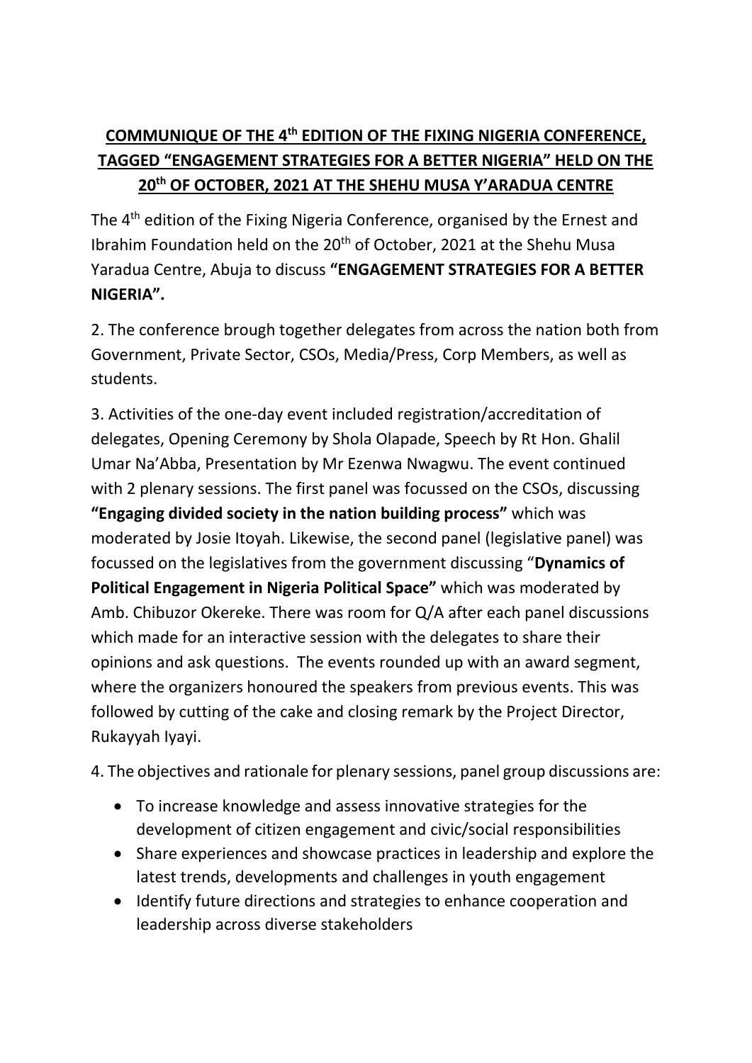# COMMUNIQUE OF THE 4th EDITION OF THE FIXING NIGERIA CONFERENCE, TAGGED "ENGAGEMENT STRATEGIES FOR A BETTER NIGERIA" HELD ON THE 20th OF OCTOBER, 2021 AT THE SHEHU MUSA Y'ARADUA CENTRE

The 4th edition of the Fixing Nigeria Conference, organised by the Ernest and Ibrahim Foundation held on the 20th of October, 2021 at the Shehu Musa Yaradua Centre, Abuja to discuss **"ENGAGEMENT STRATEGIES FOR A BETTER NIGERIA".**

2. The conference brough together delegates from across the nation both from Government, Private Sector, CSOs, Media/Press, Corp Members, as well as students.

3. Activities of the one-day event included registration/accreditation of delegates, Opening Ceremony by Shola Olapade, Speech by Rt Hon. Ghalil Umar Na'Abba, Presentation by Mr Ezenwa Nwagwu. The event continued with 2 plenary sessions. The first panel was focussed on the CSOs, discussing **"Engaging divided society in the nation building process"** which was moderated by Josie Itoyah. Likewise, the second panel (legislative panel) was focussed on the legislatives from the government discussing "**Dynamics of Political Engagement in Nigeria Political Space"** which was moderated by Amb. Chibuzor Okereke. There was room for Q/A after each panel discussions which made for an interactive session with the delegates to share their opinions and ask questions. The events rounded up with an award segment, where the organizers honoured the speakers from previous events. This was followed by cutting of the cake and closing remark by the Project Director, Rukayyah Iyayi.

4. The objectives and rationale for plenary sessions, panel group discussions are:

- To increase knowledge and assess innovative strategies for the development of citizen engagement and civic/social responsibilities
- Share experiences and showcase practices in leadership and explore the latest trends, developments and challenges in youth engagement
- Identify future directions and strategies to enhance cooperation and leadership across diverse stakeholders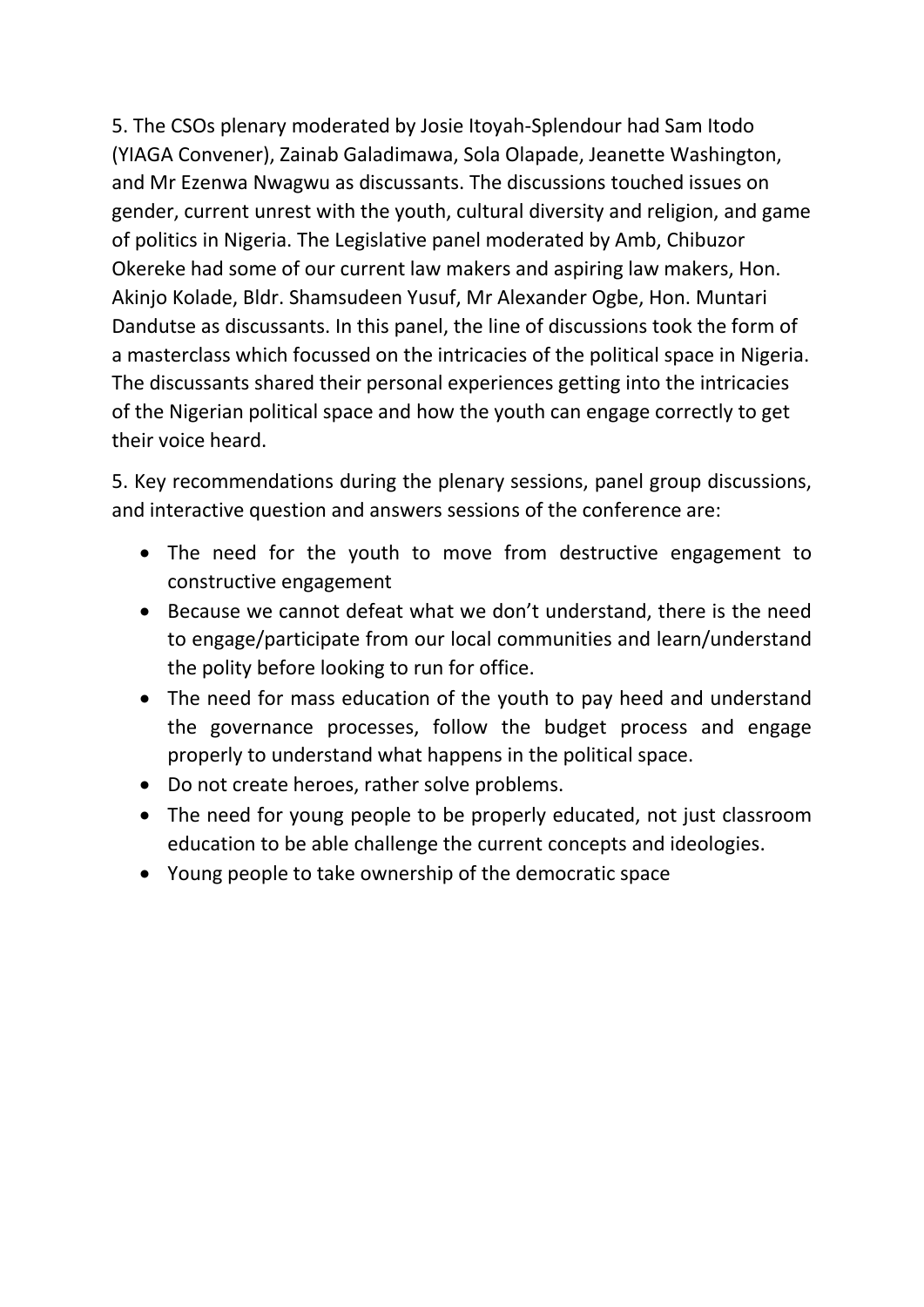5. The CSOs plenary moderated by Josie Itoyah-Splendour had Sam Itodo (YIAGA Convener), Zainab Galadimawa, Sola Olapade, Jeanette Washington, and Mr Ezenwa Nwagwu as discussants. The discussions touched issues on gender, current unrest with the youth, cultural diversity and religion, and game of politics in Nigeria. The Legislative panel moderated by Amb, Chibuzor Okereke had some of our current law makers and aspiring law makers, Hon. Akinjo Kolade, Bldr. Shamsudeen Yusuf, Mr Alexander Ogbe, Hon. Muntari Dandutse as discussants. In this panel, the line of discussions took the form of a masterclass which focussed on the intricacies of the political space in Nigeria. The discussants shared their personal experiences getting into the intricacies of the Nigerian political space and how the youth can engage correctly to get their voice heard.

5. Key recommendations during the plenary sessions, panel group discussions, and interactive question and answers sessions of the conference are:

- The need for the youth to move from destructive engagement to constructive engagement
- Because we cannot defeat what we don't understand, there is the need to engage/participate from our local communities and learn/understand the polity before looking to run for office.
- The need for mass education of the youth to pay heed and understand the governance processes, follow the budget process and engage properly to understand what happens in the political space.
- Do not create heroes, rather solve problems.
- The need for young people to be properly educated, not just classroom education to be able challenge the current concepts and ideologies.
- Young people to take ownership of the democratic space